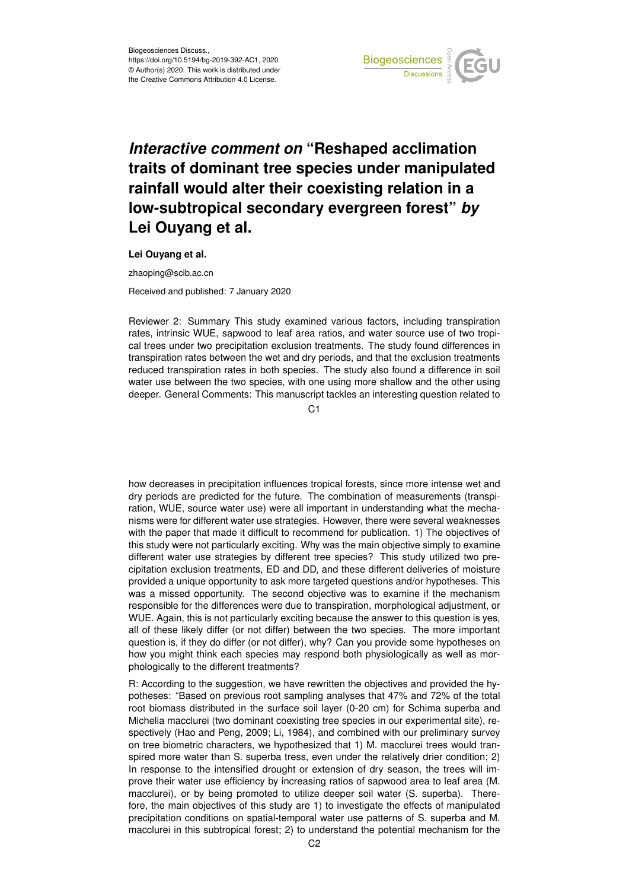Biogeosciences Discuss.,
https://doi.org/10.5194/bg-2019-392-AC1, 2020
© Author(s) 2020. This work is distributed under
the Creative Commons Attribution 4.0 License.

# *Interactive comment on* "Reshaped acclimation traits of dominant tree species under manipulated rainfall would alter their coexisting relation in a low-subtropical secondary evergreen forest" *by* Lei Ouyang et al.

**Lei Ouyang et al.**

zhaoping@scib.ac.cn

Received and published: 7 January 2020

Reviewer 2: Summary This study examined various factors, including transpiration rates, intrinsic WUE, sapwood to leaf area ratios, and water source use of two tropical trees under two precipitation exclusion treatments. The study found differences in transpiration rates between the wet and dry periods, and that the exclusion treatments reduced transpiration rates in both species. The study also found a difference in soil water use between the two species, with one using more shallow and the other using deeper. General Comments: This manuscript tackles an interesting question related to how decreases in precipitation influences tropical forests, since more intense wet and dry periods are predicted for the future. The combination of measurements (transpiration, WUE, source water use) were all important in understanding what the mechanisms were for different water use strategies. However, there were several weaknesses with the paper that made it difficult to recommend for publication. 1) The objectives of this study were not particularly exciting. Why was the main objective simply to examine different water use strategies by different tree species? This study utilized two precipitation exclusion treatments, ED and DD, and these different deliveries of moisture provided a unique opportunity to ask more targeted questions and/or hypotheses. This was a missed opportunity. The second objective was to examine if the mechanism responsible for the differences were due to transpiration, morphological adjustment, or WUE. Again, this is not particularly exciting because the answer to this question is yes, all of these likely differ (or not differ) between the two species. The more important question is, if they do differ (or not differ), why? Can you provide some hypotheses on how you might think each species may respond both physiologically as well as morphologically to the different treatments?

R: According to the suggestion, we have rewritten the objectives and provided the hypotheses: "Based on previous root sampling analyses that 47% and 72% of the total root biomass distributed in the surface soil layer (0-20 cm) for Schima superba and Michelia macclurei (two dominant coexisting tree species in our experimental site), respectively (Hao and Peng, 2009; Li, 1984), and combined with our preliminary survey on tree biometric characters, we hypothesized that 1) M. macclurei trees would transpired more water than S. superba tress, even under the relatively drier condition; 2) In response to the intensified drought or extension of dry season, the trees will improve their water use efficiency by increasing ratios of sapwood area to leaf area (M. macclurei), or by being promoted to utilize deeper soil water (S. superba). Therefore, the main objectives of this study are 1) to investigate the effects of manipulated precipitation conditions on spatial-temporal water use patterns of S. superba and M. macclurei in this subtropical forest; 2) to understand the potential mechanism for the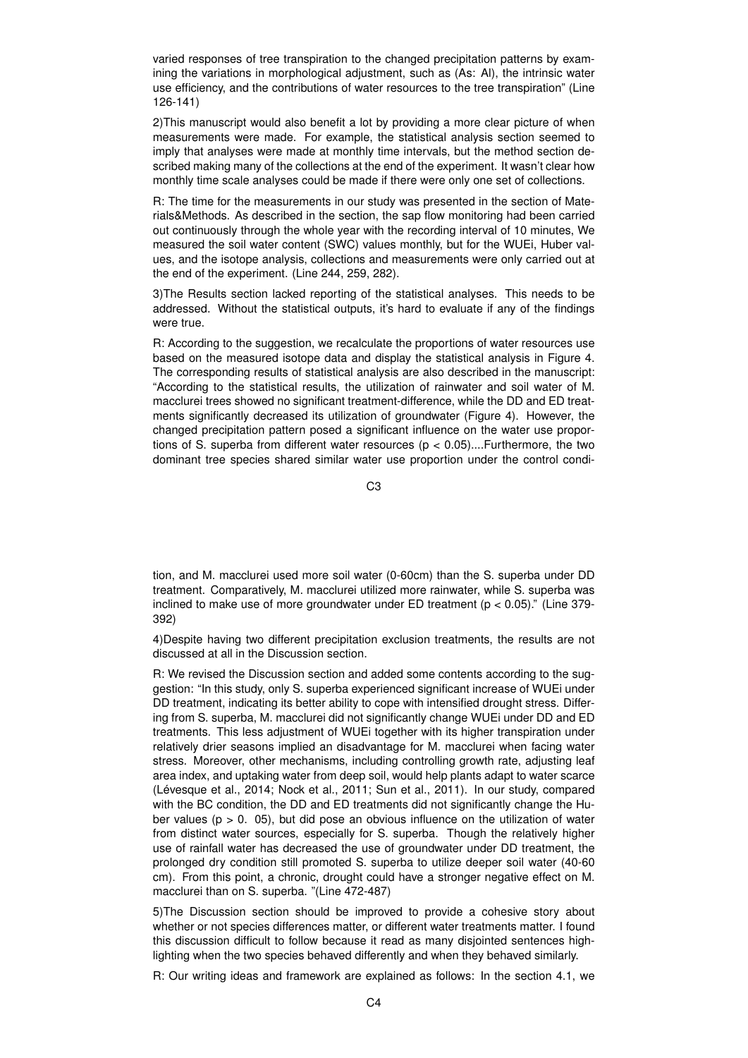varied responses of tree transpiration to the changed precipitation patterns by examining the variations in morphological adjustment, such as (As: Al), the intrinsic water use efficiency, and the contributions of water resources to the tree transpiration" (Line 126-141)

2)This manuscript would also benefit a lot by providing a more clear picture of when measurements were made. For example, the statistical analysis section seemed to imply that analyses were made at monthly time intervals, but the method section described making many of the collections at the end of the experiment. It wasn't clear how monthly time scale analyses could be made if there were only one set of collections.

R: The time for the measurements in our study was presented in the section of Materials&Methods. As described in the section, the sap flow monitoring had been carried out continuously through the whole year with the recording interval of 10 minutes, We measured the soil water content (SWC) values monthly, but for the WUEi, Huber values, and the isotope analysis, collections and measurements were only carried out at the end of the experiment. (Line 244, 259, 282).

3)The Results section lacked reporting of the statistical analyses. This needs to be addressed. Without the statistical outputs, it's hard to evaluate if any of the findings were true.

R: According to the suggestion, we recalculate the proportions of water resources use based on the measured isotope data and display the statistical analysis in Figure 4. The corresponding results of statistical analysis are also described in the manuscript: "According to the statistical results, the utilization of rainwater and soil water of M. macclurei trees showed no significant treatment-difference, while the DD and ED treatments significantly decreased its utilization of groundwater (Figure 4). However, the changed precipitation pattern posed a significant influence on the water use proportions of S. superba from different water resources ($p < 0.05$)....Furthermore, the two dominant tree species shared similar water use proportion under the control condition, and M. macclurei used more soil water (0-60cm) than the S. superba under DD treatment. Comparatively, M. macclurei utilized more rainwater, while S. superba was inclined to make use of more groundwater under ED treatment ($p < 0.05$)." (Line 379-392)

4)Despite having two different precipitation exclusion treatments, the results are not discussed at all in the Discussion section.

R: We revised the Discussion section and added some contents according to the suggestion: "In this study, only S. superba experienced significant increase of WUEi under DD treatment, indicating its better ability to cope with intensified drought stress. Differing from S. superba, M. macclurei did not significantly change WUEi under DD and ED treatments. This less adjustment of WUEi together with its higher transpiration under relatively drier seasons implied an disadvantage for M. macclurei when facing water stress. Moreover, other mechanisms, including controlling growth rate, adjusting leaf area index, and uptaking water from deep soil, would help plants adapt to water scarce (Lévesque et al., 2014; Nock et al., 2011; Sun et al., 2011). In our study, compared with the BC condition, the DD and ED treatments did not significantly change the Huber values ($p > 0.05$), but did pose an obvious influence on the utilization of water from distinct water sources, especially for S. superba. Though the relatively higher use of rainfall water has decreased the use of groundwater under DD treatment, the prolonged dry condition still promoted S. superba to utilize deeper soil water (40-60 cm). From this point, a chronic, drought could have a stronger negative effect on M. macclurei than on S. superba. "(Line 472-487)

5)The Discussion section should be improved to provide a cohesive story about whether or not species differences matter, or different water treatments matter. I found this discussion difficult to follow because it read as many disjointed sentences highlighting when the two species behaved differently and when they behaved similarly.

R: Our writing ideas and framework are explained as follows: In the section 4.1, we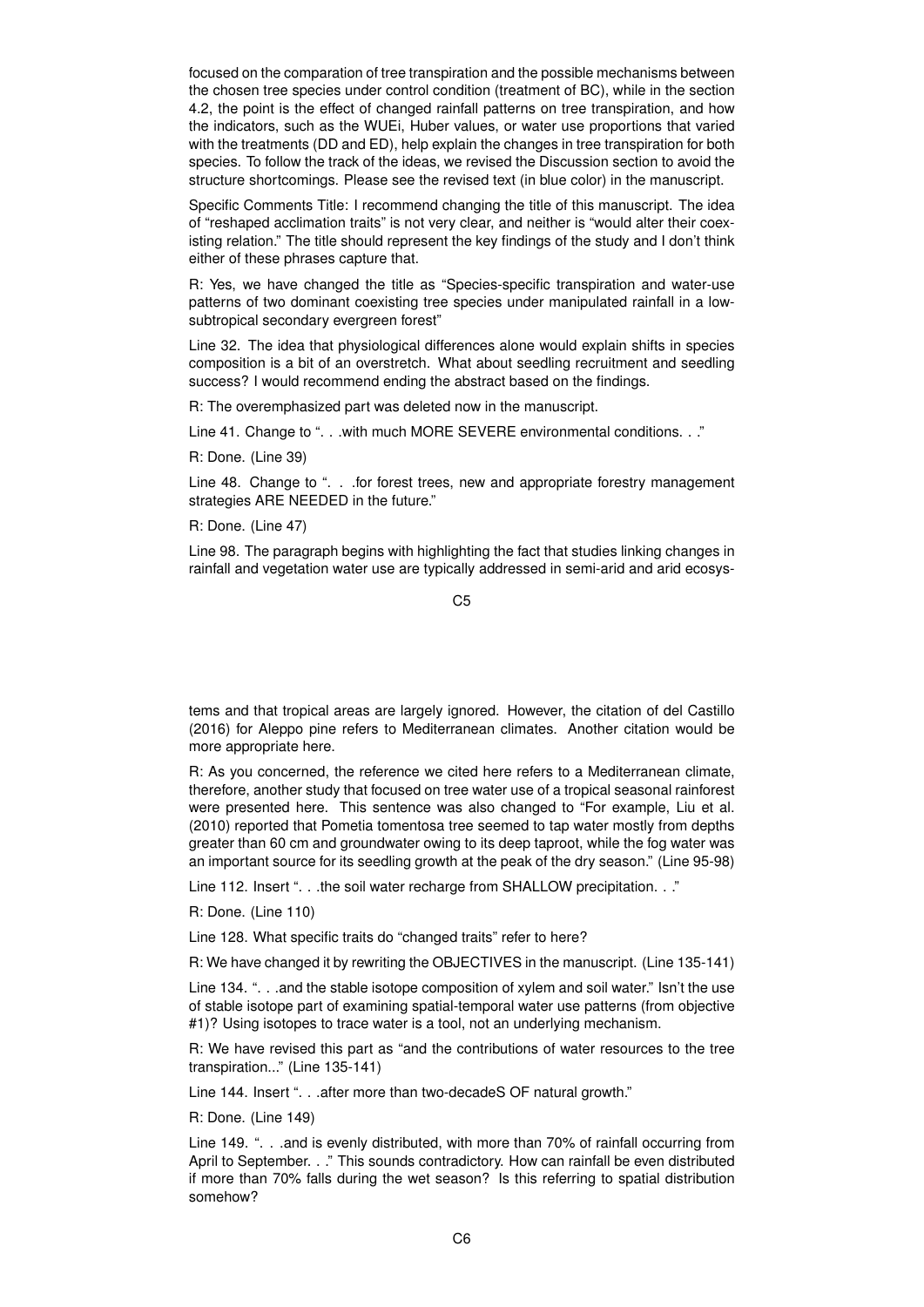focused on the comparation of tree transpiration and the possible mechanisms between the chosen tree species under control condition (treatment of BC), while in the section 4.2, the point is the effect of changed rainfall patterns on tree transpiration, and how the indicators, such as the WUEi, Huber values, or water use proportions that varied with the treatments (DD and ED), help explain the changes in tree transpiration for both species. To follow the track of the ideas, we revised the Discussion section to avoid the structure shortcomings. Please see the revised text (in blue color) in the manuscript.

Specific Comments Title: I recommend changing the title of this manuscript. The idea of "reshaped acclimation traits" is not very clear, and neither is "would alter their coexisting relation." The title should represent the key findings of the study and I don't think either of these phrases capture that.

R: Yes, we have changed the title as "Species-specific transpiration and water-use patterns of two dominant coexisting tree species under manipulated rainfall in a low-subtropical secondary evergreen forest"

Line 32. The idea that physiological differences alone would explain shifts in species composition is a bit of an overstretch. What about seedling recruitment and seedling success? I would recommend ending the abstract based on the findings.

R: The overemphasized part was deleted now in the manuscript.

Line 41. Change to ". . .with much MORE SEVERE environmental conditions. . ."

R: Done. (Line 39)

Line 48. Change to ". . .for forest trees, new and appropriate forestry management strategies ARE NEEDED in the future."

R: Done. (Line 47)

Line 98. The paragraph begins with highlighting the fact that studies linking changes in rainfall and vegetation water use are typically addressed in semi-arid and arid ecosystems and that tropical areas are largely ignored. However, the citation of del Castillo (2016) for Aleppo pine refers to Mediterranean climates. Another citation would be more appropriate here.

R: As you concerned, the reference we cited here refers to a Mediterranean climate, therefore, another study that focused on tree water use of a tropical seasonal rainforest were presented here. This sentence was also changed to "For example, Liu et al. (2010) reported that Pometia tomentosa tree seemed to tap water mostly from depths greater than 60 cm and groundwater owing to its deep taproot, while the fog water was an important source for its seedling growth at the peak of the dry season." (Line 95-98)

Line 112. Insert ". . .the soil water recharge from SHALLOW precipitation. . ."

R: Done. (Line 110)

Line 128. What specific traits do "changed traits" refer to here?

R: We have changed it by rewriting the OBJECTIVES in the manuscript. (Line 135-141)

Line 134. ". . .and the stable isotope composition of xylem and soil water." Isn't the use of stable isotope part of examining spatial-temporal water use patterns (from objective #1)? Using isotopes to trace water is a tool, not an underlying mechanism.

R: We have revised this part as "and the contributions of water resources to the tree transpiration..." (Line 135-141)

Line 144. Insert ". . .after more than two-decadeS OF natural growth."

R: Done. (Line 149)

Line 149. ". . .and is evenly distributed, with more than 70% of rainfall occurring from April to September. . ." This sounds contradictory. How can rainfall be even distributed if more than 70% falls during the wet season? Is this referring to spatial distribution somehow?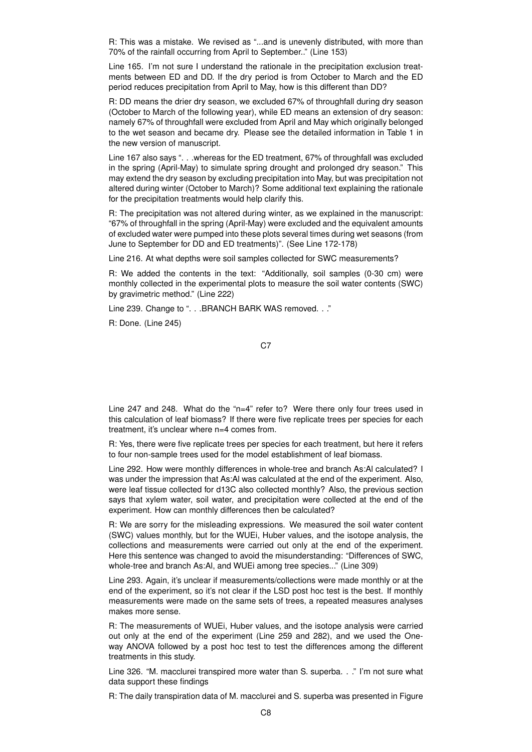R: This was a mistake. We revised as "...and is unevenly distributed, with more than 70% of the rainfall occurring from April to September.." (Line 153)

Line 165. I'm not sure I understand the rationale in the precipitation exclusion treatments between ED and DD. If the dry period is from October to March and the ED period reduces precipitation from April to May, how is this different than DD?

R: DD means the drier dry season, we excluded 67% of throughfall during dry season (October to March of the following year), while ED means an extension of dry season: namely 67% of throughfall were excluded from April and May which originally belonged to the wet season and became dry. Please see the detailed information in Table 1 in the new version of manuscript.

Line 167 also says ". . .whereas for the ED treatment, 67% of throughfall was excluded in the spring (April-May) to simulate spring drought and prolonged dry season." This may extend the dry season by excluding precipitation into May, but was precipitation not altered during winter (October to March)? Some additional text explaining the rationale for the precipitation treatments would help clarify this.

R: The precipitation was not altered during winter, as we explained in the manuscript: "67% of throughfall in the spring (April-May) were excluded and the equivalent amounts of excluded water were pumped into these plots several times during wet seasons (from June to September for DD and ED treatments)". (See Line 172-178)

Line 216. At what depths were soil samples collected for SWC measurements?

R: We added the contents in the text: "Additionally, soil samples (0-30 cm) were monthly collected in the experimental plots to measure the soil water contents (SWC) by gravimetric method." (Line 222)

Line 239. Change to ". . .BRANCH BARK WAS removed. . ."

R: Done. (Line 245)

Line 247 and 248. What do the "n=4" refer to? Were there only four trees used in this calculation of leaf biomass? If there were five replicate trees per species for each treatment, it's unclear where n=4 comes from.

R: Yes, there were five replicate trees per species for each treatment, but here it refers to four non-sample trees used for the model establishment of leaf biomass.

Line 292. How were monthly differences in whole-tree and branch As:Al calculated? I was under the impression that As:Al was calculated at the end of the experiment. Also, were leaf tissue collected for d13C also collected monthly? Also, the previous section says that xylem water, soil water, and precipitation were collected at the end of the experiment. How can monthly differences then be calculated?

R: We are sorry for the misleading expressions. We measured the soil water content (SWC) values monthly, but for the WUEi, Huber values, and the isotope analysis, the collections and measurements were carried out only at the end of the experiment. Here this sentence was changed to avoid the misunderstanding: "Differences of SWC, whole-tree and branch As:Al, and WUEi among tree species..." (Line 309)

Line 293. Again, it's unclear if measurements/collections were made monthly or at the end of the experiment, so it's not clear if the LSD post hoc test is the best. If monthly measurements were made on the same sets of trees, a repeated measures analyses makes more sense.

R: The measurements of WUEi, Huber values, and the isotope analysis were carried out only at the end of the experiment (Line 259 and 282), and we used the One-way ANOVA followed by a post hoc test to test the differences among the different treatments in this study.

Line 326. "M. macclurei transpired more water than S. superba. . ." I'm not sure what data support these findings

R: The daily transpiration data of M. macclurei and S. superba was presented in Figure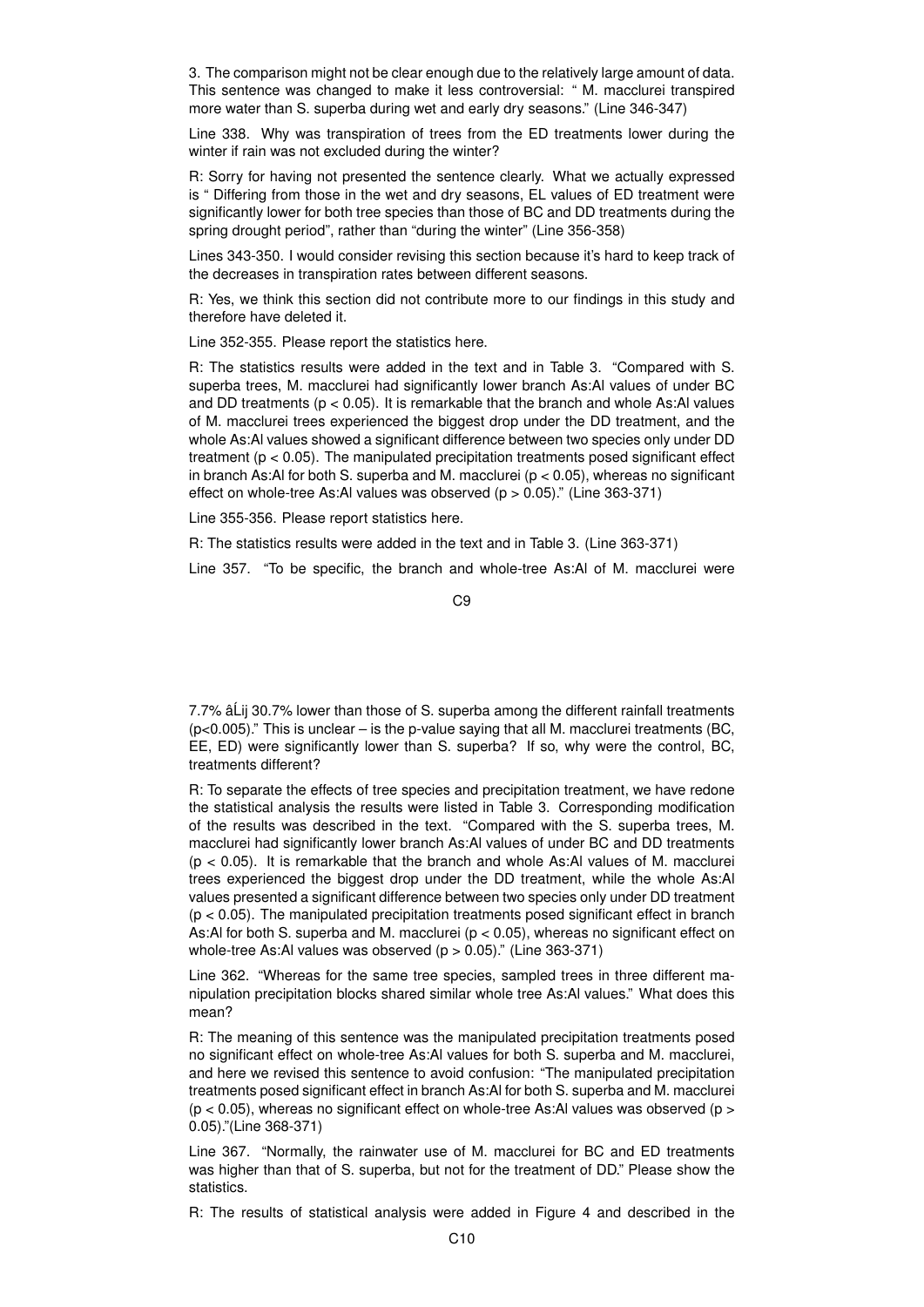3. The comparison might not be clear enough due to the relatively large amount of data. This sentence was changed to make it less controversial: " M. macclurei transpired more water than S. superba during wet and early dry seasons." (Line 346-347)

Line 338. Why was transpiration of trees from the ED treatments lower during the winter if rain was not excluded during the winter?

R: Sorry for having not presented the sentence clearly. What we actually expressed is " Differing from those in the wet and dry seasons, EL values of ED treatment were significantly lower for both tree species than those of BC and DD treatments during the spring drought period", rather than "during the winter" (Line 356-358)

Lines 343-350. I would consider revising this section because it's hard to keep track of the decreases in transpiration rates between different seasons.

R: Yes, we think this section did not contribute more to our findings in this study and therefore have deleted it.

Line 352-355. Please report the statistics here.

R: The statistics results were added in the text and in Table 3. "Compared with S. superba trees, M. macclurei had significantly lower branch As:Al values of under BC and DD treatments ($p < 0.05$). It is remarkable that the branch and whole As:Al values of M. macclurei trees experienced the biggest drop under the DD treatment, and the whole As:Al values showed a significant difference between two species only under DD treatment ($p < 0.05$). The manipulated precipitation treatments posed significant effect in branch As:Al for both S. superba and M. macclurei ($p < 0.05$), whereas no significant effect on whole-tree As:Al values was observed ($p > 0.05$)." (Line 363-371)

Line 355-356. Please report statistics here.

R: The statistics results were added in the text and in Table 3. (Line 363-371)

Line 357. "To be specific, the branch and whole-tree As:Al of M. macclurei were 7.7% âĹij 30.7% lower than those of S. superba among the different rainfall treatments ($p<0.005$)." This is unclear – is the p-value saying that all M. macclurei treatments (BC, EE, ED) were significantly lower than S. superba? If so, why were the control, BC, treatments different?

R: To separate the effects of tree species and precipitation treatment, we have redone the statistical analysis the results were listed in Table 3. Corresponding modification of the results was described in the text. "Compared with the S. superba trees, M. macclurei had significantly lower branch As:Al values of under BC and DD treatments ($p < 0.05$). It is remarkable that the branch and whole As:Al values of M. macclurei trees experienced the biggest drop under the DD treatment, while the whole As:Al values presented a significant difference between two species only under DD treatment ($p < 0.05$). The manipulated precipitation treatments posed significant effect in branch As:Al for both S. superba and M. macclurei ($p < 0.05$), whereas no significant effect on whole-tree As:Al values was observed ($p > 0.05$)." (Line 363-371)

Line 362. "Whereas for the same tree species, sampled trees in three different manipulation precipitation blocks shared similar whole tree As:Al values." What does this mean?

R: The meaning of this sentence was the manipulated precipitation treatments posed no significant effect on whole-tree As:Al values for both S. superba and M. macclurei, and here we revised this sentence to avoid confusion: "The manipulated precipitation treatments posed significant effect in branch As:Al for both S. superba and M. macclurei ($p < 0.05$), whereas no significant effect on whole-tree As:Al values was observed ($p > 0.05$)."(Line 368-371)

Line 367. "Normally, the rainwater use of M. macclurei for BC and ED treatments was higher than that of S. superba, but not for the treatment of DD." Please show the statistics.

R: The results of statistical analysis were added in Figure 4 and described in the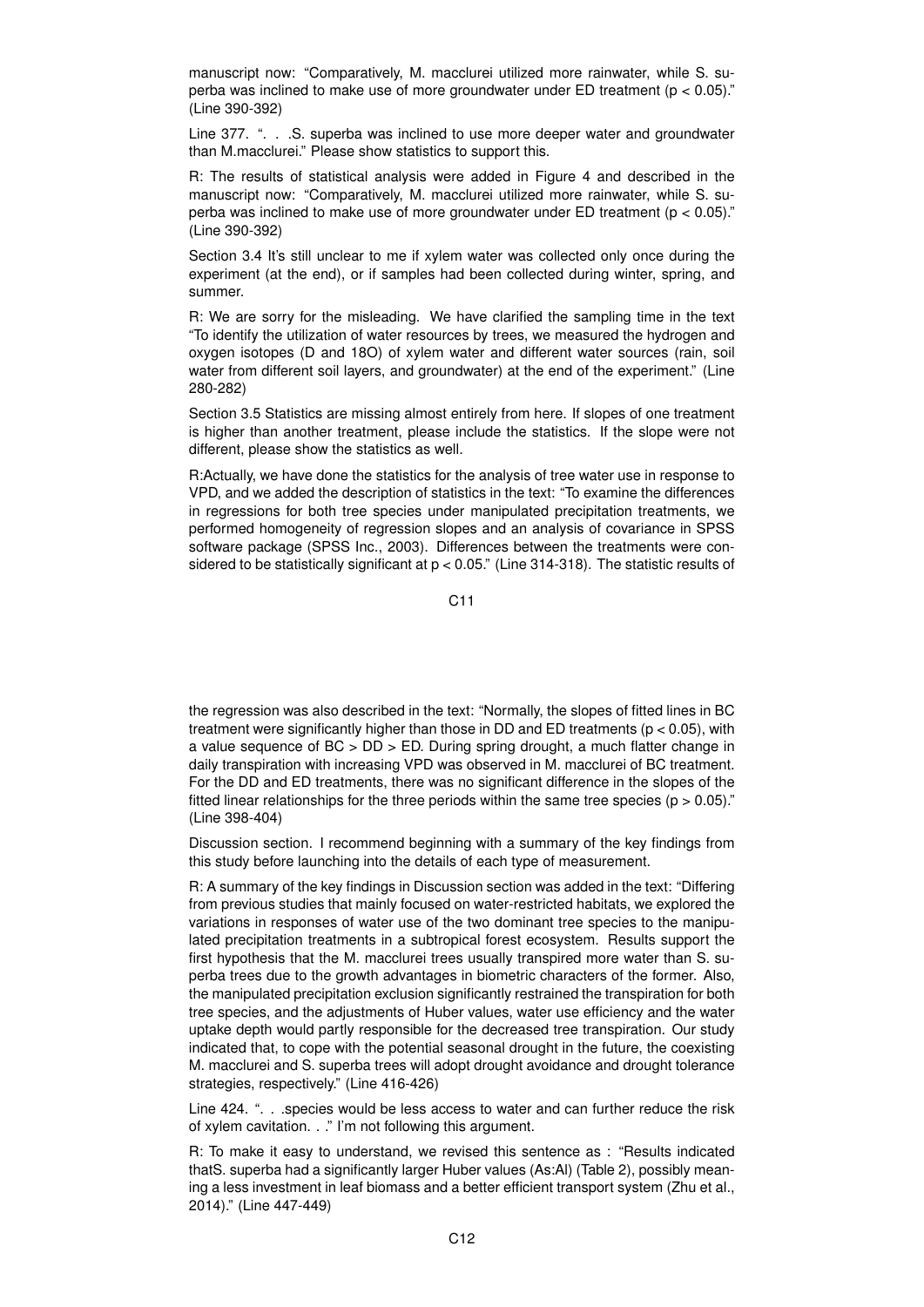manuscript now: "Comparatively, M. macclurei utilized more rainwater, while S. superba was inclined to make use of more groundwater under ED treatment ($p < 0.05$)." (Line 390-392)

Line 377. ". . .S. superba was inclined to use more deeper water and groundwater than M.macclurei." Please show statistics to support this.

R: The results of statistical analysis were added in Figure 4 and described in the manuscript now: "Comparatively, M. macclurei utilized more rainwater, while S. superba was inclined to make use of more groundwater under ED treatment ($p < 0.05$)." (Line 390-392)

Section 3.4 It's still unclear to me if xylem water was collected only once during the experiment (at the end), or if samples had been collected during winter, spring, and summer.

R: We are sorry for the misleading. We have clarified the sampling time in the text "To identify the utilization of water resources by trees, we measured the hydrogen and oxygen isotopes (D and 18O) of xylem water and different water sources (rain, soil water from different soil layers, and groundwater) at the end of the experiment." (Line 280-282)

Section 3.5 Statistics are missing almost entirely from here. If slopes of one treatment is higher than another treatment, please include the statistics. If the slope were not different, please show the statistics as well.

R:Actually, we have done the statistics for the analysis of tree water use in response to VPD, and we added the description of statistics in the text: "To examine the differences in regressions for both tree species under manipulated precipitation treatments, we performed homogeneity of regression slopes and an analysis of covariance in SPSS software package (SPSS Inc., 2003). Differences between the treatments were considered to be statistically significant at $p < 0.05$." (Line 314-318). The statistic results of the regression was also described in the text: "Normally, the slopes of fitted lines in BC treatment were significantly higher than those in DD and ED treatments ($p < 0.05$), with a value sequence of BC > DD > ED. During spring drought, a much flatter change in daily transpiration with increasing VPD was observed in M. macclurei of BC treatment. For the DD and ED treatments, there was no significant difference in the slopes of the fitted linear relationships for the three periods within the same tree species ($p > 0.05$)." (Line 398-404)

Discussion section. I recommend beginning with a summary of the key findings from this study before launching into the details of each type of measurement.

R: A summary of the key findings in Discussion section was added in the text: "Differing from previous studies that mainly focused on water-restricted habitats, we explored the variations in responses of water use of the two dominant tree species to the manipulated precipitation treatments in a subtropical forest ecosystem. Results support the first hypothesis that the M. macclurei trees usually transpired more water than S. superba trees due to the growth advantages in biometric characters of the former. Also, the manipulated precipitation exclusion significantly restrained the transpiration for both tree species, and the adjustments of Huber values, water use efficiency and the water uptake depth would partly responsible for the decreased tree transpiration. Our study indicated that, to cope with the potential seasonal drought in the future, the coexisting M. macclurei and S. superba trees will adopt drought avoidance and drought tolerance strategies, respectively." (Line 416-426)

Line 424. ". . .species would be less access to water and can further reduce the risk of xylem cavitation. . ." I'm not following this argument.

R: To make it easy to understand, we revised this sentence as : "Results indicated thatS. superba had a significantly larger Huber values (As:Al) (Table 2), possibly meaning a less investment in leaf biomass and a better efficient transport system (Zhu et al., 2014)." (Line 447-449)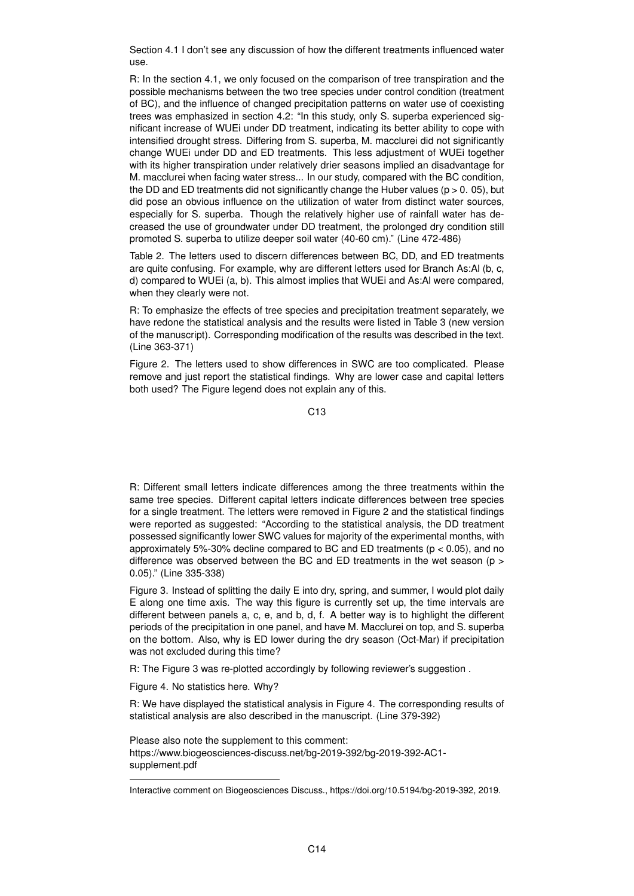Section 4.1 I don't see any discussion of how the different treatments influenced water use.

R: In the section 4.1, we only focused on the comparison of tree transpiration and the possible mechanisms between the two tree species under control condition (treatment of BC), and the influence of changed precipitation patterns on water use of coexisting trees was emphasized in section 4.2: "In this study, only S. superba experienced significant increase of WUEi under DD treatment, indicating its better ability to cope with intensified drought stress. Differing from S. superba, M. macclurei did not significantly change WUEi under DD and ED treatments. This less adjustment of WUEi together with its higher transpiration under relatively drier seasons implied an disadvantage for M. macclurei when facing water stress... In our study, compared with the BC condition, the DD and ED treatments did not significantly change the Huber values ($p > 0.05$), but did pose an obvious influence on the utilization of water from distinct water sources, especially for S. superba. Though the relatively higher use of rainfall water has decreased the use of groundwater under DD treatment, the prolonged dry condition still promoted S. superba to utilize deeper soil water (40-60 cm)." (Line 472-486)

Table 2. The letters used to discern differences between BC, DD, and ED treatments are quite confusing. For example, why are different letters used for Branch As:Al (b, c, d) compared to WUEi (a, b). This almost implies that WUEi and As:Al were compared, when they clearly were not.

R: To emphasize the effects of tree species and precipitation treatment separately, we have redone the statistical analysis and the results were listed in Table 3 (new version of the manuscript). Corresponding modification of the results was described in the text. (Line 363-371)

Figure 2. The letters used to show differences in SWC are too complicated. Please remove and just report the statistical findings. Why are lower case and capital letters both used? The Figure legend does not explain any of this.

R: Different small letters indicate differences among the three treatments within the same tree species. Different capital letters indicate differences between tree species for a single treatment. The letters were removed in Figure 2 and the statistical findings were reported as suggested: "According to the statistical analysis, the DD treatment possessed significantly lower SWC values for majority of the experimental months, with approximately 5%-30% decline compared to BC and ED treatments ($p < 0.05$), and no difference was observed between the BC and ED treatments in the wet season ($p > 0.05$)." (Line 335-338)

Figure 3. Instead of splitting the daily E into dry, spring, and summer, I would plot daily E along one time axis. The way this figure is currently set up, the time intervals are different between panels a, c, e, and b, d, f. A better way is to highlight the different periods of the precipitation in one panel, and have M. Macclurei on top, and S. superba on the bottom. Also, why is ED lower during the dry season (Oct-Mar) if precipitation was not excluded during this time?

R: The Figure 3 was re-plotted accordingly by following reviewer's suggestion .

Figure 4. No statistics here. Why?

R: We have displayed the statistical analysis in Figure 4. The corresponding results of statistical analysis are also described in the manuscript. (Line 379-392)

Please also note the supplement to this comment:
https://www.biogeosciences-discuss.net/bg-2019-392/bg-2019-392-AC1-supplement.pdf

---

Interactive comment on Biogeosciences Discuss., https://doi.org/10.5194/bg-2019-392, 2019.